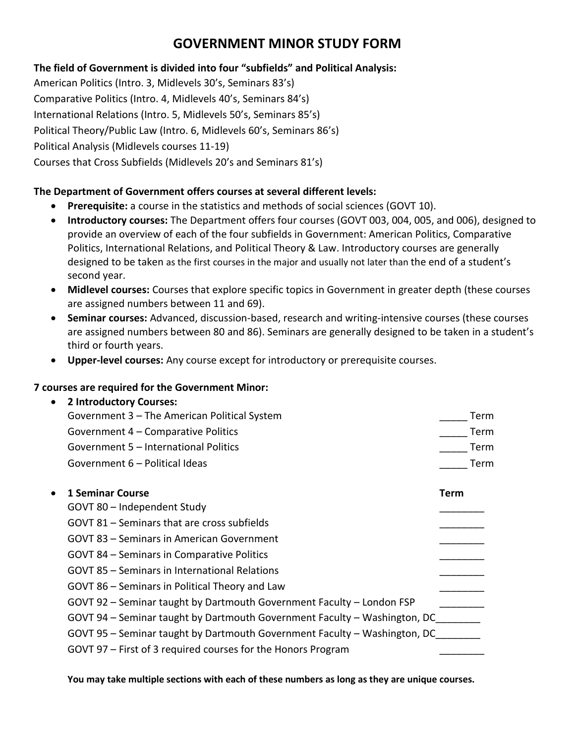# GOVERNMENT MINOR STUDY FORM

**The field of Government is divided into four "subfields" and Political Analysis:**

American Politics (Intro. 3, Midlevels 30's, Seminars 83's)
Comparative Politics (Intro. 4, Midlevels 40's, Seminars 84's)
International Relations (Intro. 5, Midlevels 50's, Seminars 85's)
Political Theory/Public Law (Intro. 6, Midlevels 60's, Seminars 86's)
Political Analysis (Midlevels courses 11-19)
Courses that Cross Subfields (Midlevels 20's and Seminars 81's)

**The Department of Government offers courses at several different levels:**

- **Prerequisite:** a course in the statistics and methods of social sciences (GOVT 10).
- **Introductory courses:** The Department offers four courses (GOVT 003, 004, 005, and 006), designed to provide an overview of each of the four subfields in Government: American Politics, Comparative Politics, International Relations, and Political Theory & Law. Introductory courses are generally designed to be taken as the first courses in the major and usually not later than the end of a student's second year.
- **Midlevel courses:** Courses that explore specific topics in Government in greater depth (these courses are assigned numbers between 11 and 69).
- **Seminar courses:** Advanced, discussion-based, research and writing-intensive courses (these courses are assigned numbers between 80 and 86). Seminars are generally designed to be taken in a student's third or fourth years.
- **Upper-level courses:** Any course except for introductory or prerequisite courses.

**7 courses are required for the Government Minor:**

- **2 Introductory Courses:**

| Course | Term |
|---|---|
| Government 3 – The American Political System | _____ Term |
| Government 4 – Comparative Politics | _____ Term |
| Government 5 – International Politics | _____ Term |
| Government 6 – Political Ideas | _____ Term |

- **1 Seminar Course**

| Course | **Term** |
|---|---|
| GOVT 80 – Independent Study | ________ |
| GOVT 81 – Seminars that are cross subfields | ________ |
| GOVT 83 – Seminars in American Government | ________ |
| GOVT 84 – Seminars in Comparative Politics | ________ |
| GOVT 85 – Seminars in International Relations | ________ |
| GOVT 86 – Seminars in Political Theory and Law | ________ |
| GOVT 92 – Seminar taught by Dartmouth Government Faculty – London FSP | ________ |
| GOVT 94 – Seminar taught by Dartmouth Government Faculty – Washington, DC | ________ |
| GOVT 95 – Seminar taught by Dartmouth Government Faculty – Washington, DC | ________ |
| GOVT 97 – First of 3 required courses for the Honors Program | ________ |

**You may take multiple sections with each of these numbers as long as they are unique courses.**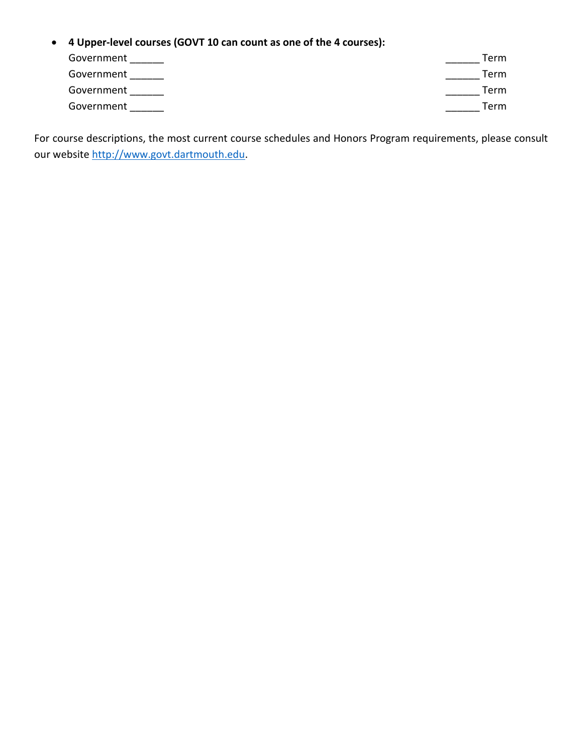- **4 Upper-level courses (GOVT 10 can count as one of the 4 courses):**

  Government ______ ______ Term
  Government ______ ______ Term
  Government ______ ______ Term
  Government ______ ______ Term

For course descriptions, the most current course schedules and Honors Program requirements, please consult our website [http://www.govt.dartmouth.edu](http://www.govt.dartmouth.edu).